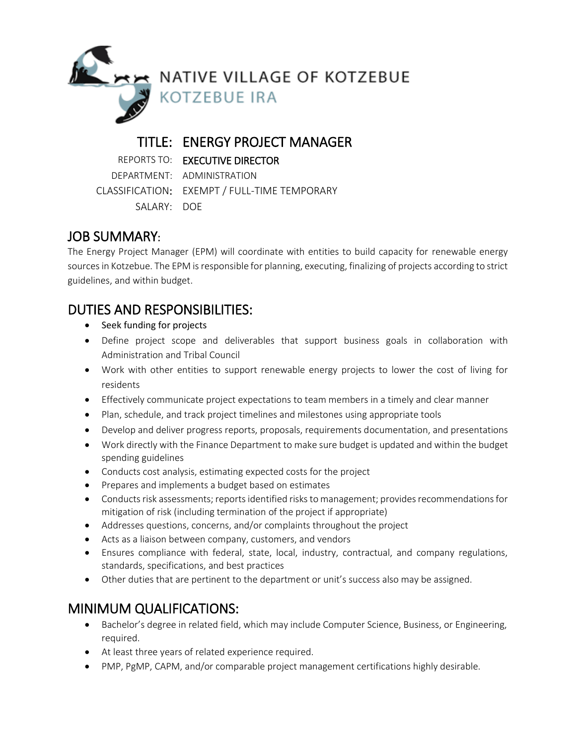NATIVE VILLAGE OF KOTZEBUE
KOTZEBUE IRA

# TITLE: ENERGY PROJECT MANAGER

REPORTS TO: EXECUTIVE DIRECTOR
DEPARTMENT: ADMINISTRATION
CLASSIFICATION: EXEMPT / FULL-TIME TEMPORARY
SALARY: DOE

## JOB SUMMARY:

The Energy Project Manager (EPM) will coordinate with entities to build capacity for renewable energy sources in Kotzebue. The EPM is responsible for planning, executing, finalizing of projects according to strict guidelines, and within budget.

## DUTIES AND RESPONSIBILITIES:

- Seek funding for projects
- Define project scope and deliverables that support business goals in collaboration with Administration and Tribal Council
- Work with other entities to support renewable energy projects to lower the cost of living for residents
- Effectively communicate project expectations to team members in a timely and clear manner
- Plan, schedule, and track project timelines and milestones using appropriate tools
- Develop and deliver progress reports, proposals, requirements documentation, and presentations
- Work directly with the Finance Department to make sure budget is updated and within the budget spending guidelines
- Conducts cost analysis, estimating expected costs for the project
- Prepares and implements a budget based on estimates
- Conducts risk assessments; reports identified risks to management; provides recommendations for mitigation of risk (including termination of the project if appropriate)
- Addresses questions, concerns, and/or complaints throughout the project
- Acts as a liaison between company, customers, and vendors
- Ensures compliance with federal, state, local, industry, contractual, and company regulations, standards, specifications, and best practices
- Other duties that are pertinent to the department or unit's success also may be assigned.

## MINIMUM QUALIFICATIONS:

- Bachelor's degree in related field, which may include Computer Science, Business, or Engineering, required.
- At least three years of related experience required.
- PMP, PgMP, CAPM, and/or comparable project management certifications highly desirable.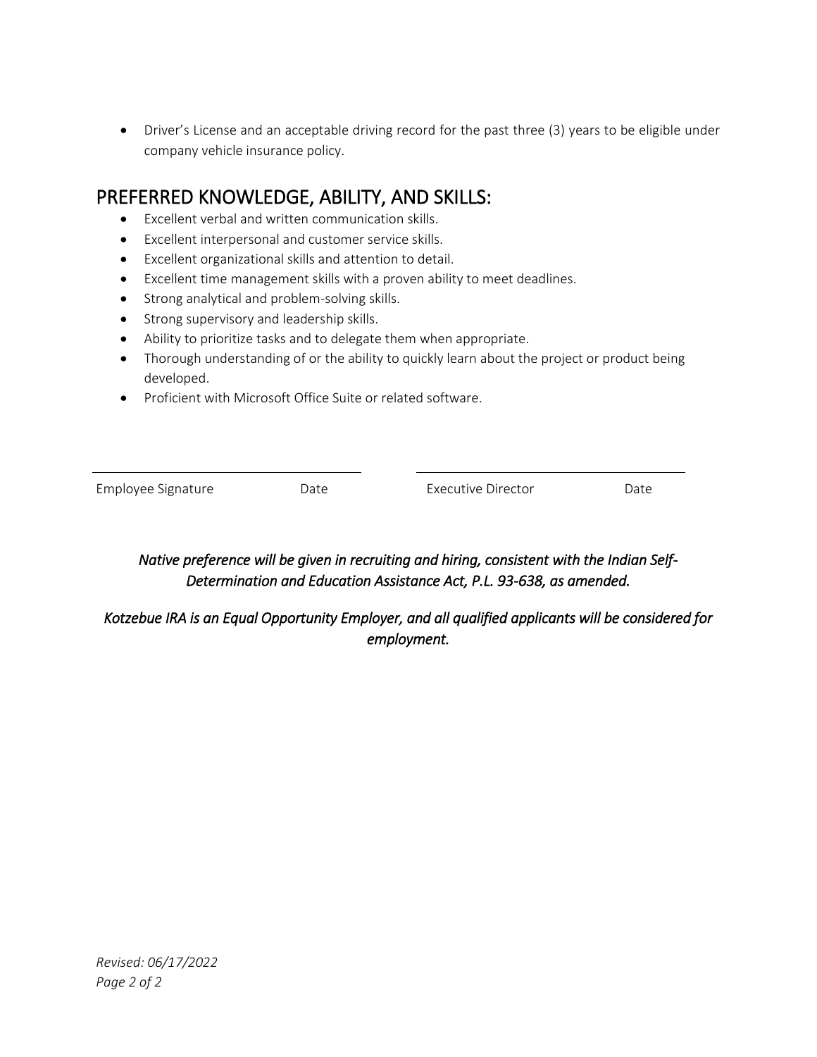- Driver's License and an acceptable driving record for the past three (3) years to be eligible under company vehicle insurance policy.

## PREFERRED KNOWLEDGE, ABILITY, AND SKILLS:

- Excellent verbal and written communication skills.
- Excellent interpersonal and customer service skills.
- Excellent organizational skills and attention to detail.
- Excellent time management skills with a proven ability to meet deadlines.
- Strong analytical and problem-solving skills.
- Strong supervisory and leadership skills.
- Ability to prioritize tasks and to delegate them when appropriate.
- Thorough understanding of or the ability to quickly learn about the project or product being developed.
- Proficient with Microsoft Office Suite or related software.

\_\_\_\_\_\_\_\_\_\_\_\_\_\_\_\_\_\_\_\_\_\_\_\_\_\_\_\_\_\_\_\_\_\_ \_\_\_\_\_\_\_\_\_\_\_\_\_\_\_\_\_\_\_\_\_\_\_\_\_\_\_\_\_\_\_\_\_\_

Employee Signature Date Executive Director Date

*Native preference will be given in recruiting and hiring, consistent with the Indian Self-Determination and Education Assistance Act, P.L. 93-638, as amended.*

*Kotzebue IRA is an Equal Opportunity Employer, and all qualified applicants will be considered for employment.*

*Revised: 06/17/2022*